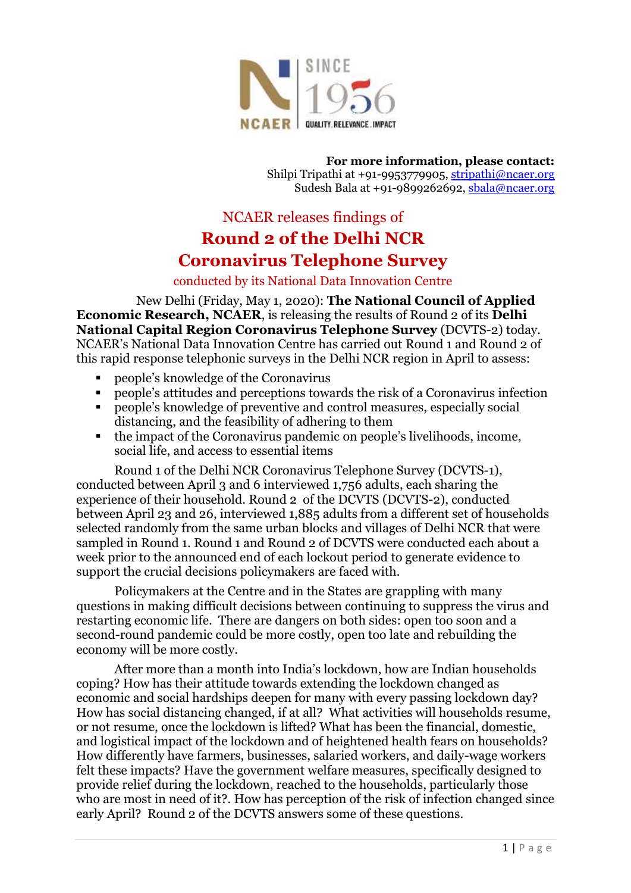**For more information, please contact:**
Shilpi Tripathi at +91-9953779905, stripathi@ncaer.org
Sudesh Bala at +91-9899262692, sbala@ncaer.org

NCAER releases findings of

# Round 2 of the Delhi NCR Coronavirus Telephone Survey

conducted by its National Data Innovation Centre

New Delhi (Friday, May 1, 2020): **The National Council of Applied Economic Research, NCAER**, is releasing the results of Round 2 of its **Delhi National Capital Region Coronavirus Telephone Survey** (DCVTS-2) today. NCAER's National Data Innovation Centre has carried out Round 1 and Round 2 of this rapid response telephonic surveys in the Delhi NCR region in April to assess:

- people's knowledge of the Coronavirus
- people's attitudes and perceptions towards the risk of a Coronavirus infection
- people's knowledge of preventive and control measures, especially social distancing, and the feasibility of adhering to them
- the impact of the Coronavirus pandemic on people's livelihoods, income, social life, and access to essential items

Round 1 of the Delhi NCR Coronavirus Telephone Survey (DCVTS-1), conducted between April 3 and 6 interviewed 1,756 adults, each sharing the experience of their household. Round 2 of the DCVTS (DCVTS-2), conducted between April 23 and 26, interviewed 1,885 adults from a different set of households selected randomly from the same urban blocks and villages of Delhi NCR that were sampled in Round 1. Round 1 and Round 2 of DCVTS were conducted each about a week prior to the announced end of each lockout period to generate evidence to support the crucial decisions policymakers are faced with.

Policymakers at the Centre and in the States are grappling with many questions in making difficult decisions between continuing to suppress the virus and restarting economic life. There are dangers on both sides: open too soon and a second-round pandemic could be more costly, open too late and rebuilding the economy will be more costly.

After more than a month into India's lockdown, how are Indian households coping? How has their attitude towards extending the lockdown changed as economic and social hardships deepen for many with every passing lockdown day? How has social distancing changed, if at all? What activities will households resume, or not resume, once the lockdown is lifted? What has been the financial, domestic, and logistical impact of the lockdown and of heightened health fears on households? How differently have farmers, businesses, salaried workers, and daily-wage workers felt these impacts? Have the government welfare measures, specifically designed to provide relief during the lockdown, reached to the households, particularly those who are most in need of it?. How has perception of the risk of infection changed since early April? Round 2 of the DCVTS answers some of these questions.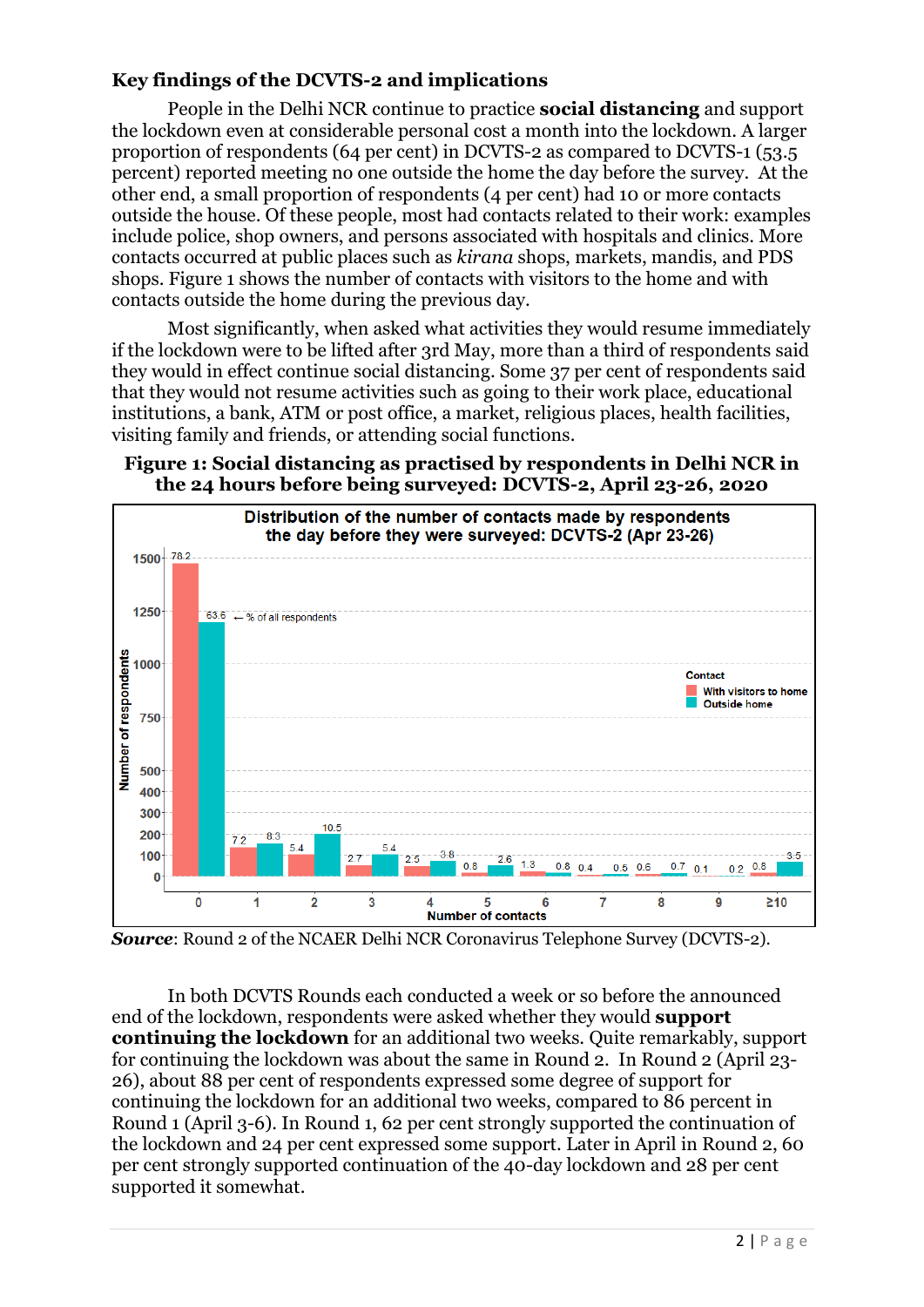### Key findings of the DCVTS-2 and implications

People in the Delhi NCR continue to practice **social distancing** and support the lockdown even at considerable personal cost a month into the lockdown. A larger proportion of respondents (64 per cent) in DCVTS-2 as compared to DCVTS-1 (53.5 percent) reported meeting no one outside the home the day before the survey. At the other end, a small proportion of respondents (4 per cent) had 10 or more contacts outside the house. Of these people, most had contacts related to their work: examples include police, shop owners, and persons associated with hospitals and clinics. More contacts occurred at public places such as *kirana* shops, markets, mandis, and PDS shops. Figure 1 shows the number of contacts with visitors to the home and with contacts outside the home during the previous day.

Most significantly, when asked what activities they would resume immediately if the lockdown were to be lifted after 3rd May, more than a third of respondents said they would in effect continue social distancing. Some 37 per cent of respondents said that they would not resume activities such as going to their work place, educational institutions, a bank, ATM or post office, a market, religious places, health facilities, visiting family and friends, or attending social functions.

**Figure 1: Social distancing as practised by respondents in Delhi NCR in the 24 hours before being surveyed: DCVTS-2, April 23-26, 2020**

Distribution of the number of contacts made by respondents the day before they were surveyed: DCVTS-2 (Apr 23-26)

| Number of contacts | With visitors to home (% of all respondents) | Outside home (% of all respondents) |
|---|---|---|
| 0 | 78.2 | 63.6 |
| 1 | 7.2 | 8.3 |
| 2 | 5.4 | 10.5 |
| 3 | 2.7 | 5.4 |
| 4 | 2.5 | 3.8 |
| 5 | 0.8 | 2.6 |
| 6 | 1.3 | 0.8 |
| 7 | 0.4 | 0.5 |
| 8 | 0.6 | 0.7 |
| 9 | 0.1 | 0.2 |
| ≥10 | 0.8 | 3.5 |

*Source*: Round 2 of the NCAER Delhi NCR Coronavirus Telephone Survey (DCVTS-2).

In both DCVTS Rounds each conducted a week or so before the announced end of the lockdown, respondents were asked whether they would **support continuing the lockdown** for an additional two weeks. Quite remarkably, support for continuing the lockdown was about the same in Round 2. In Round 2 (April 23-26), about 88 per cent of respondents expressed some degree of support for continuing the lockdown for an additional two weeks, compared to 86 percent in Round 1 (April 3-6). In Round 1, 62 per cent strongly supported the continuation of the lockdown and 24 per cent expressed some support. Later in April in Round 2, 60 per cent strongly supported continuation of the 40-day lockdown and 28 per cent supported it somewhat.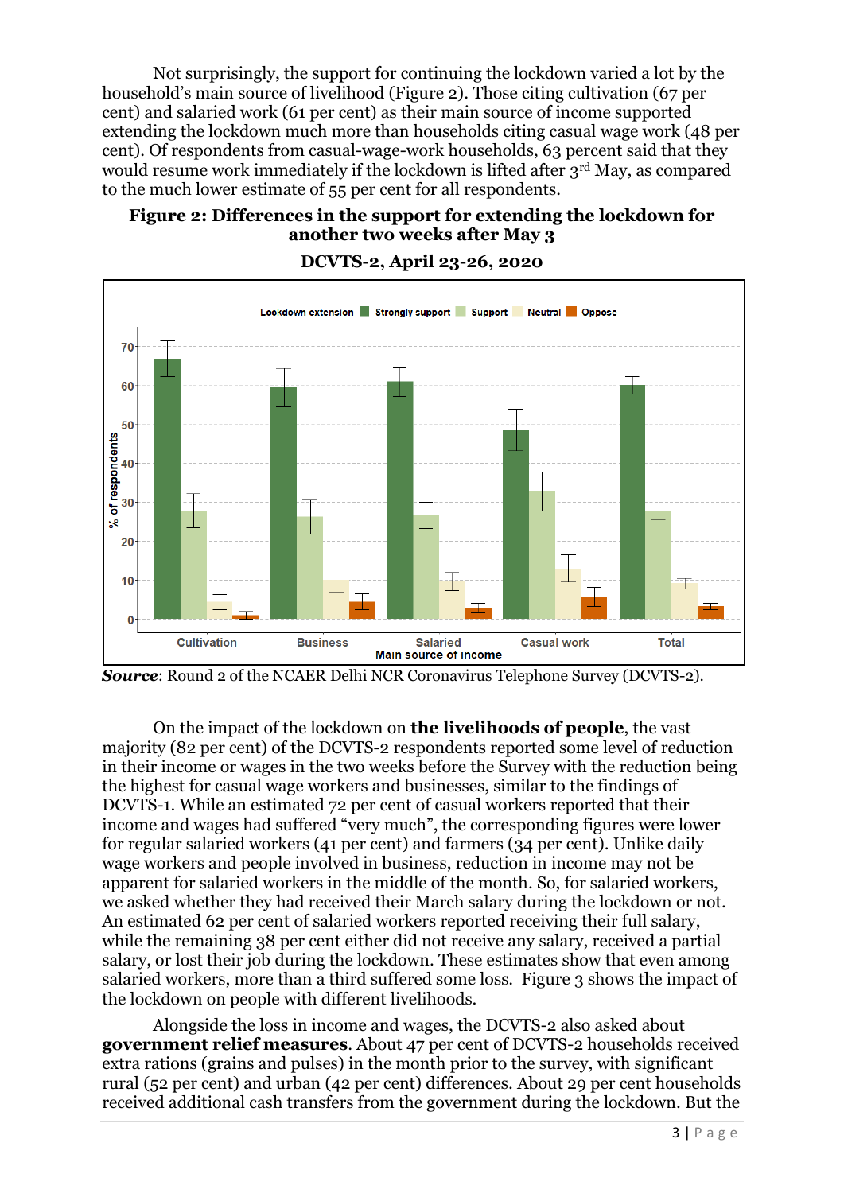Not surprisingly, the support for continuing the lockdown varied a lot by the household's main source of livelihood (Figure 2). Those citing cultivation (67 per cent) and salaried work (61 per cent) as their main source of income supported extending the lockdown much more than households citing casual wage work (48 per cent). Of respondents from casual-wage-work households, 63 percent said that they would resume work immediately if the lockdown is lifted after 3rd May, as compared to the much lower estimate of 55 per cent for all respondents.

**Figure 2: Differences in the support for extending the lockdown for another two weeks after May 3**

**DCVTS-2, April 23-26, 2020**

***Source***: Round 2 of the NCAER Delhi NCR Coronavirus Telephone Survey (DCVTS-2).

On the impact of the lockdown on **the livelihoods of people**, the vast majority (82 per cent) of the DCVTS-2 respondents reported some level of reduction in their income or wages in the two weeks before the Survey with the reduction being the highest for casual wage workers and businesses, similar to the findings of DCVTS-1. While an estimated 72 per cent of casual workers reported that their income and wages had suffered "very much", the corresponding figures were lower for regular salaried workers (41 per cent) and farmers (34 per cent). Unlike daily wage workers and people involved in business, reduction in income may not be apparent for salaried workers in the middle of the month. So, for salaried workers, we asked whether they had received their March salary during the lockdown or not. An estimated 62 per cent of salaried workers reported receiving their full salary, while the remaining 38 per cent either did not receive any salary, received a partial salary, or lost their job during the lockdown. These estimates show that even among salaried workers, more than a third suffered some loss. Figure 3 shows the impact of the lockdown on people with different livelihoods.

Alongside the loss in income and wages, the DCVTS-2 also asked about **government relief measures**. About 47 per cent of DCVTS-2 households received extra rations (grains and pulses) in the month prior to the survey, with significant rural (52 per cent) and urban (42 per cent) differences. About 29 per cent households received additional cash transfers from the government during the lockdown. But the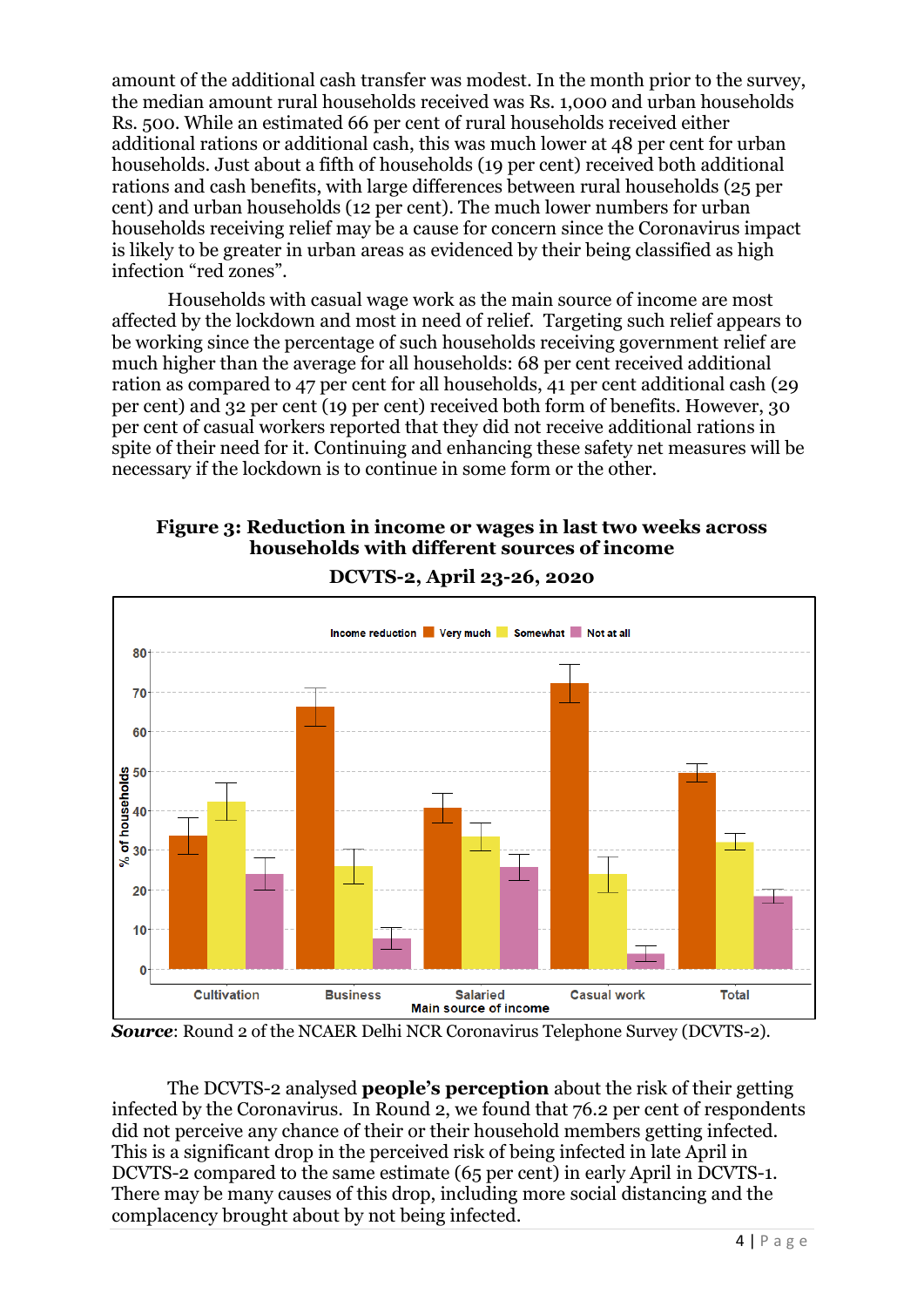amount of the additional cash transfer was modest. In the month prior to the survey, the median amount rural households received was Rs. 1,000 and urban households Rs. 500. While an estimated 66 per cent of rural households received either additional rations or additional cash, this was much lower at 48 per cent for urban households. Just about a fifth of households (19 per cent) received both additional rations and cash benefits, with large differences between rural households (25 per cent) and urban households (12 per cent). The much lower numbers for urban households receiving relief may be a cause for concern since the Coronavirus impact is likely to be greater in urban areas as evidenced by their being classified as high infection "red zones".

Households with casual wage work as the main source of income are most affected by the lockdown and most in need of relief. Targeting such relief appears to be working since the percentage of such households receiving government relief are much higher than the average for all households: 68 per cent received additional ration as compared to 47 per cent for all households, 41 per cent additional cash (29 per cent) and 32 per cent (19 per cent) received both form of benefits. However, 30 per cent of casual workers reported that they did not receive additional rations in spite of their need for it. Continuing and enhancing these safety net measures will be necessary if the lockdown is to continue in some form or the other.

**Figure 3: Reduction in income or wages in last two weeks across households with different sources of income**

**DCVTS-2, April 23-26, 2020**

***Source***: Round 2 of the NCAER Delhi NCR Coronavirus Telephone Survey (DCVTS-2).

The DCVTS-2 analysed **people's perception** about the risk of their getting infected by the Coronavirus. In Round 2, we found that 76.2 per cent of respondents did not perceive any chance of their or their household members getting infected. This is a significant drop in the perceived risk of being infected in late April in DCVTS-2 compared to the same estimate (65 per cent) in early April in DCVTS-1. There may be many causes of this drop, including more social distancing and the complacency brought about by not being infected.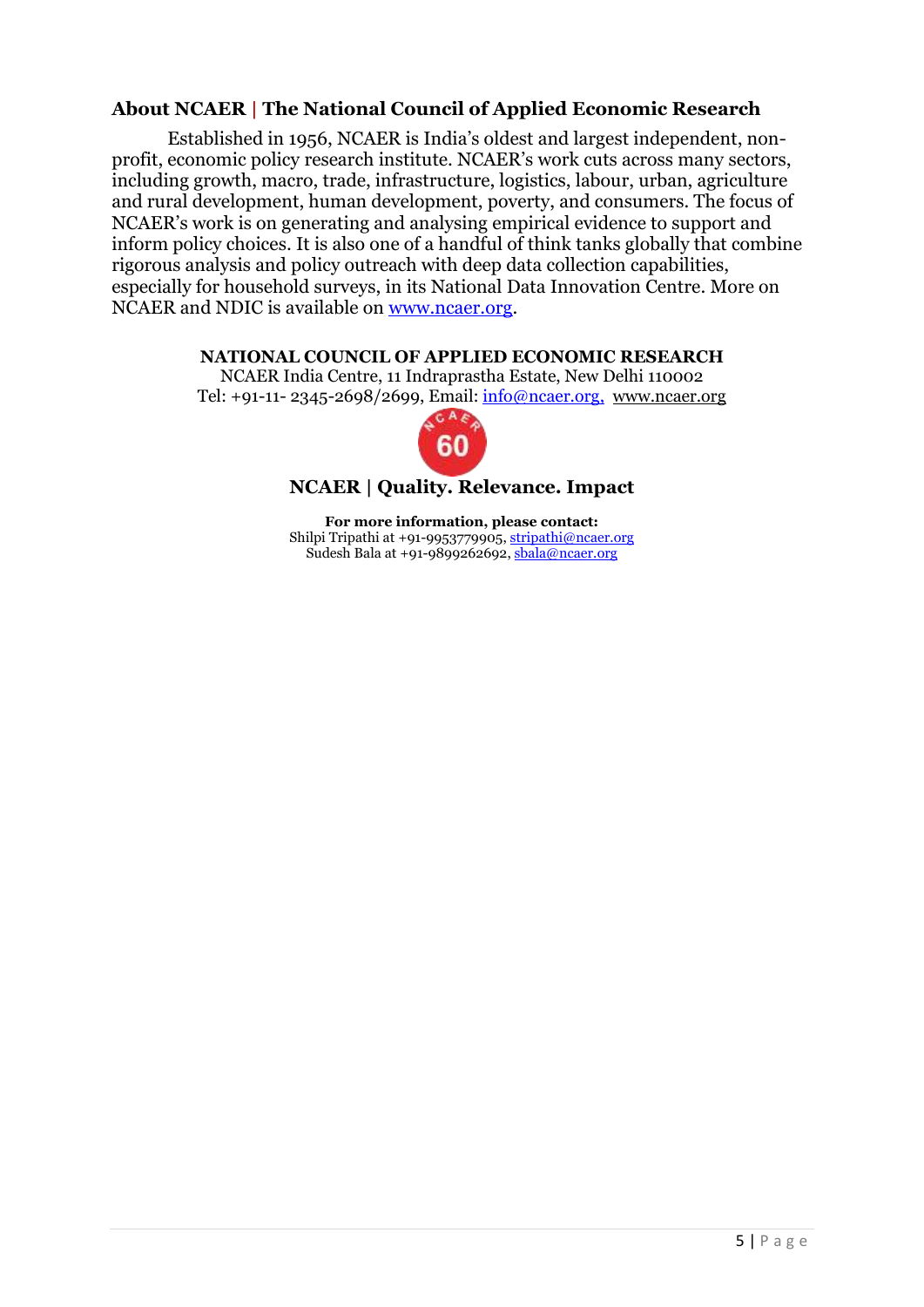## About NCAER | The National Council of Applied Economic Research

Established in 1956, NCAER is India's oldest and largest independent, non-profit, economic policy research institute. NCAER's work cuts across many sectors, including growth, macro, trade, infrastructure, logistics, labour, urban, agriculture and rural development, human development, poverty, and consumers. The focus of NCAER's work is on generating and analysing empirical evidence to support and inform policy choices. It is also one of a handful of think tanks globally that combine rigorous analysis and policy outreach with deep data collection capabilities, especially for household surveys, in its National Data Innovation Centre. More on NCAER and NDIC is available on www.ncaer.org.

**NATIONAL COUNCIL OF APPLIED ECONOMIC RESEARCH**
NCAER India Centre, 11 Indraprastha Estate, New Delhi 110002
Tel: +91-11- 2345-2698/2699, Email: info@ncaer.org, www.ncaer.org

**NCAER | Quality. Relevance. Impact**

**For more information, please contact:**
Shilpi Tripathi at +91-9953779905, stripathi@ncaer.org
Sudesh Bala at +91-9899262692, sbala@ncaer.org